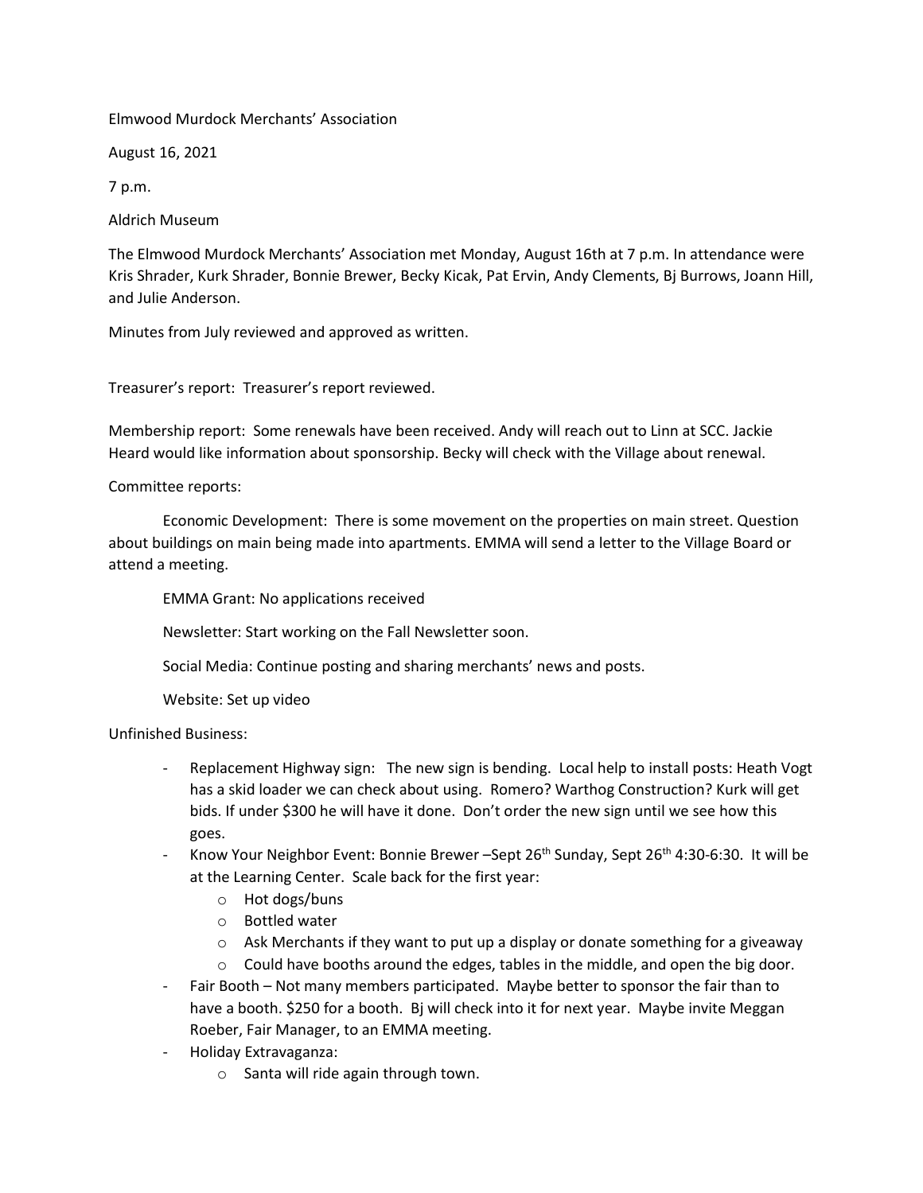Elmwood Murdock Merchants' Association

August 16, 2021

7 p.m.

Aldrich Museum

The Elmwood Murdock Merchants' Association met Monday, August 16th at 7 p.m. In attendance were Kris Shrader, Kurk Shrader, Bonnie Brewer, Becky Kicak, Pat Ervin, Andy Clements, Bj Burrows, Joann Hill, and Julie Anderson.

Minutes from July reviewed and approved as written.

Treasurer's report: Treasurer's report reviewed.

Membership report: Some renewals have been received. Andy will reach out to Linn at SCC. Jackie Heard would like information about sponsorship. Becky will check with the Village about renewal.

Committee reports:

Economic Development: There is some movement on the properties on main street. Question about buildings on main being made into apartments. EMMA will send a letter to the Village Board or attend a meeting.

EMMA Grant: No applications received

Newsletter: Start working on the Fall Newsletter soon.

Social Media: Continue posting and sharing merchants' news and posts.

Website: Set up video

Unfinished Business:

- Replacement Highway sign: The new sign is bending. Local help to install posts: Heath Vogt has a skid loader we can check about using. Romero? Warthog Construction? Kurk will get bids. If under $300 he will have it done. Don't order the new sign until we see how this goes.
- Know Your Neighbor Event: Bonnie Brewer –Sept 26th Sunday, Sept 26th 4:30-6:30. It will be at the Learning Center. Scale back for the first year:
  - Hot dogs/buns
  - Bottled water
  - Ask Merchants if they want to put up a display or donate something for a giveaway
  - Could have booths around the edges, tables in the middle, and open the big door.
- Fair Booth – Not many members participated. Maybe better to sponsor the fair than to have a booth. $250 for a booth. Bj will check into it for next year. Maybe invite Meggan Roeber, Fair Manager, to an EMMA meeting.
- Holiday Extravaganza:
  - Santa will ride again through town.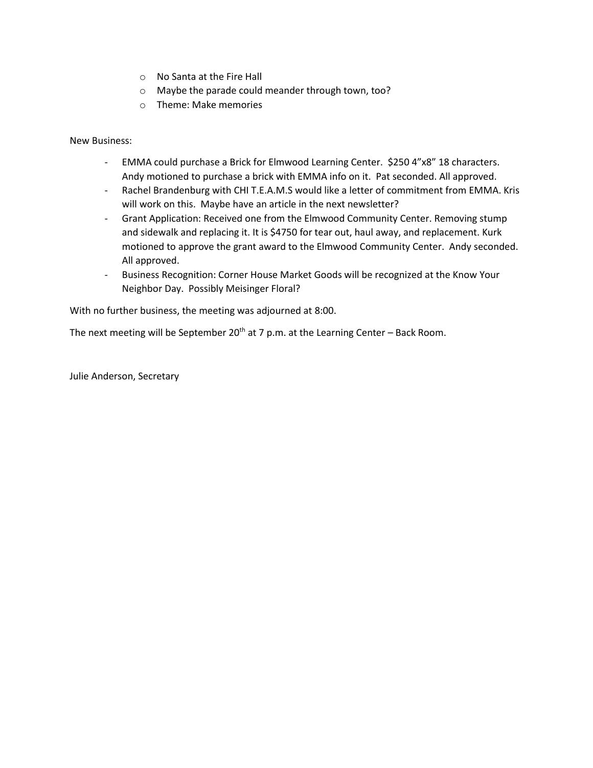- No Santa at the Fire Hall
  - Maybe the parade could meander through town, too?
  - Theme: Make memories

New Business:

- EMMA could purchase a Brick for Elmwood Learning Center. $250 4"x8" 18 characters. Andy motioned to purchase a brick with EMMA info on it. Pat seconded. All approved.
- Rachel Brandenburg with CHI T.E.A.M.S would like a letter of commitment from EMMA. Kris will work on this. Maybe have an article in the next newsletter?
- Grant Application: Received one from the Elmwood Community Center. Removing stump and sidewalk and replacing it. It is $4750 for tear out, haul away, and replacement. Kurk motioned to approve the grant award to the Elmwood Community Center. Andy seconded. All approved.
- Business Recognition: Corner House Market Goods will be recognized at the Know Your Neighbor Day. Possibly Meisinger Floral?

With no further business, the meeting was adjourned at 8:00.

The next meeting will be September 20th at 7 p.m. at the Learning Center – Back Room.

Julie Anderson, Secretary